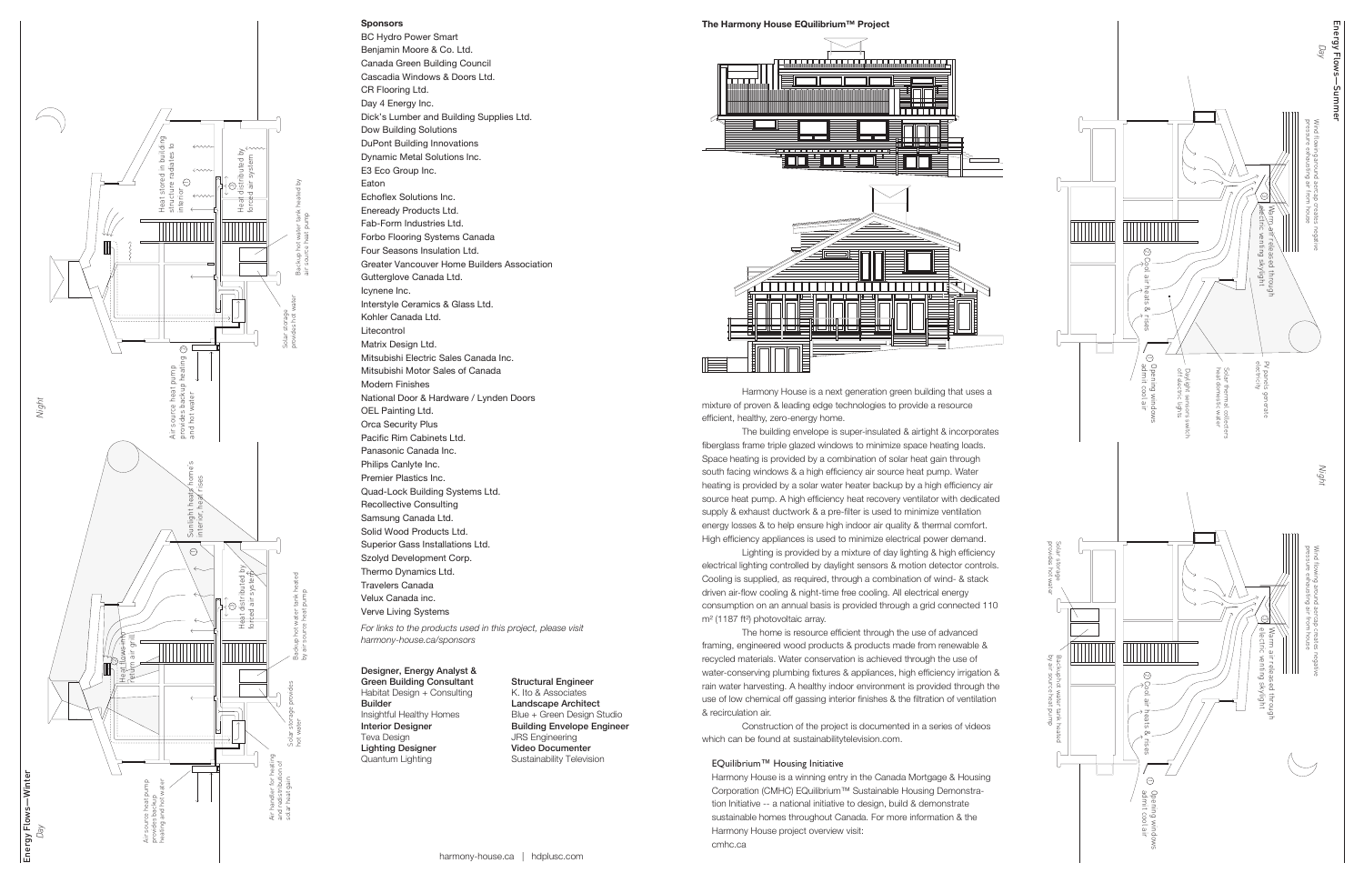## Energy Flows—Winter

*Day*

Air source heat pump provides backup heating and hot water

Heat flows into return air grill

Sunlight heats home's interior, heat rises

Heat distributed by forced air system

Backup hot water tank heated by air source heat pump

Solar storage provides hot water

Air handler for heating and redistribution of solar heat gain

*Night*

Heat stored in building structure radiates to interior

Heat distributed by forced air system

Backup hot water tank heated by air source heat pump

Solar storage provides hot water

Air source heat pump provides backup heating and hot water

## Sponsors

BC Hydro Power Smart
Benjamin Moore & Co. Ltd.
Canada Green Building Council
Cascadia Windows & Doors Ltd.
CR Flooring Ltd.
Day 4 Energy Inc.
Dick's Lumber and Building Supplies Ltd.
Dow Building Solutions
DuPont Building Innovations
Dynamic Metal Solutions Inc.
E3 Eco Group Inc.
Eaton
Echoflex Solutions Inc.
Eneready Products Ltd.
Fab-Form Industries Ltd.
Forbo Flooring Systems Canada
Four Seasons Insulation Ltd.
Greater Vancouver Home Builders Association
Gutterglove Canada Ltd.
Icynene Inc.
Interstyle Ceramics & Glass Ltd.
Kohler Canada Ltd.
Litecontrol
Matrix Design Ltd.
Mitsubishi Electric Sales Canada Inc.
Mitsubishi Motor Sales of Canada
Modern Finishes
National Door & Hardware / Lynden Doors
OEL Painting Ltd.
Orca Security Plus
Pacific Rim Cabinets Ltd.
Panasonic Canada Inc.
Philips Canlyte Inc.
Premier Plastics Inc.
Quad-Lock Building Systems Ltd.
Recollective Consulting
Samsung Canada Ltd.
Solid Wood Products Ltd.
Superior Gass Installations Ltd.
Szolyd Development Corp.
Thermo Dynamics Ltd.
Travelers Canada
Velux Canada inc.
Verve Living Systems

*For links to the products used in this project, please visit harmony-house.ca/sponsors*

**Designer, Energy Analyst & Green Building Consultant**
Habitat Design + Consulting

**Builder**
Insightful Healthy Homes

**Interior Designer**
Teva Design

**Lighting Designer**
Quantum Lighting

**Structural Engineer**
K. Ito & Associates

**Landscape Architect**
Blue + Green Design Studio

**Building Envelope Engineer**
JRS Engineering

**Video Documenter**
Sustainability Television

## The Harmony House EQuilibrium™ Project

Harmony House is a next generation green building that uses a mixture of proven & leading edge technologies to provide a resource efficient, healthy, zero-energy home.

The building envelope is super-insulated & airtight & incorporates fiberglass frame triple glazed windows to minimize space heating loads. Space heating is provided by a combination of solar heat gain through south facing windows & a high efficiency air source heat pump. Water heating is provided by a solar water heater backup by a high efficiency air source heat pump. A high efficiency heat recovery ventilator with dedicated supply & exhaust ductwork & a pre-filter is used to minimize ventilation energy losses & to help ensure high indoor air quality & thermal comfort. High efficiency appliances is used to minimize electrical power demand.

Lighting is provided by a mixture of day lighting & high efficiency electrical lighting controlled by daylight sensors & motion detector controls. Cooling is supplied, as required, through a combination of wind- & stack driven air-flow cooling & night-time free cooling. All electrical energy consumption on an annual basis is provided through a grid connected 110 m² (1187 ft²) photovoltaic array.

The home is resource efficient through the use of advanced framing, engineered wood products & products made from renewable & recycled materials. Water conservation is achieved through the use of water-conserving plumbing fixtures & appliances, high efficiency irrigation & rain water harvesting. A healthy indoor environment is provided through the use of low chemical off gassing interior finishes & the filtration of ventilation & recirculation air.

Construction of the project is documented in a series of videos which can be found at sustainabilitytelevision.com.

### EQuilibrium™ Housing Initiative

Harmony House is a winning entry in the Canada Mortgage & Housing Corporation (CMHC) EQuilibrium™ Sustainable Housing Demonstration Initiative -- a national initiative to design, build & demonstrate sustainable homes throughout Canada. For more information & the Harmony House project overview visit:
cmhc.ca

harmony-house.ca | hdplusc.com

## Energy Flows—Summer

*Day*

Wind flowing around aerocap creates negative pressure exhausting air from house

Warm air released through electric venting skylight

PV panels generate electricity

Solar thermal collectors heat domestic water

Daylight sensors switch off electric lights

Cool air heats & rises

Opening windows admit cool air

*Night*

Wind flowing around aerocap creates negative pressure exhausting air from house

Warm air released through electric venting skylight

Cool air heats & rises

Opening windows admit cool air

Solar storage provides hot water

Backup hot water tank heated by air source heat pump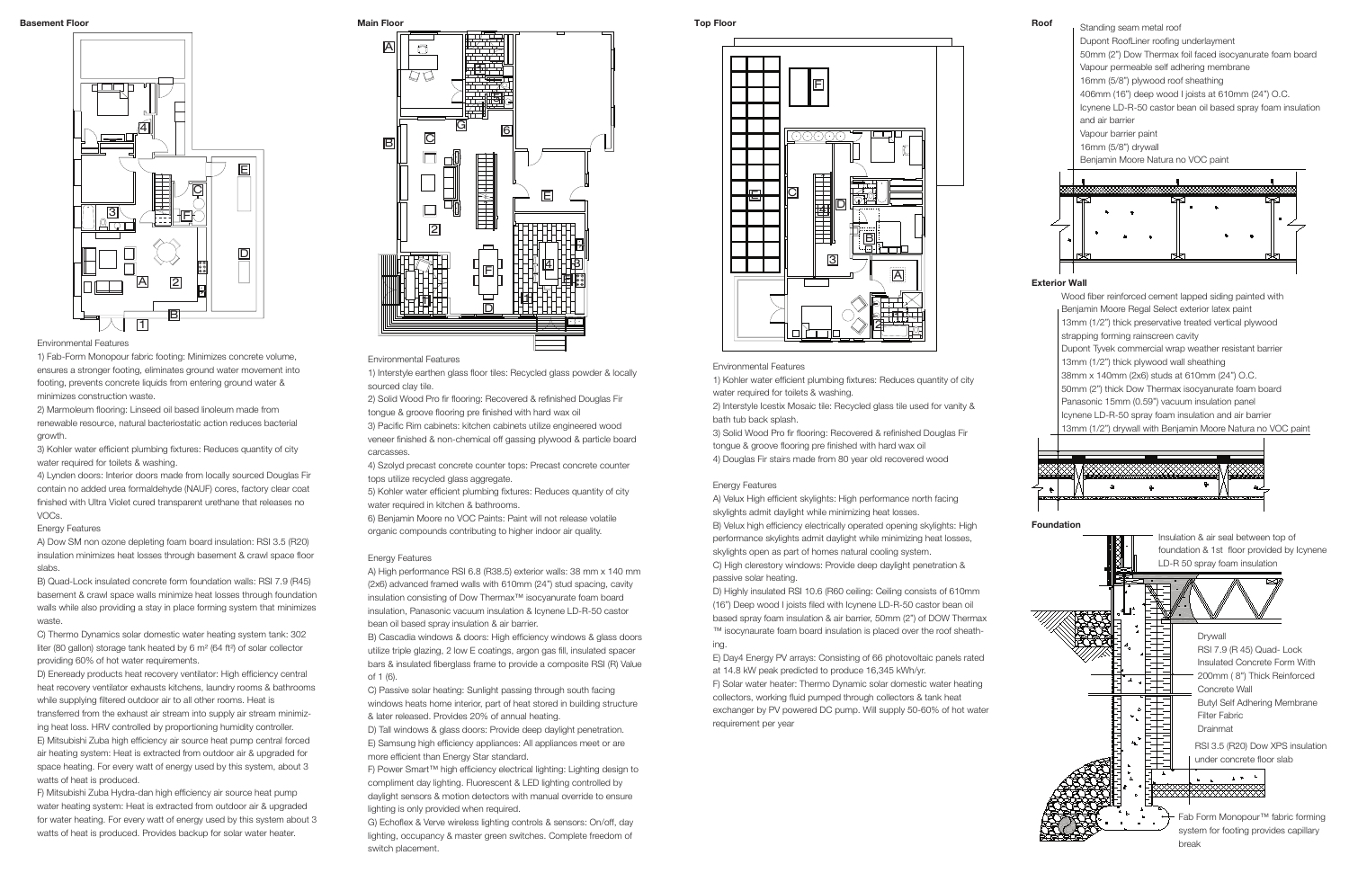## Basement Floor

Environmental Features

1) Fab-Form Monopour fabric footing: Minimizes concrete volume, ensures a stronger footing, eliminates ground water movement into footing, prevents concrete liquids from entering ground water & minimizes construction waste.

2) Marmoleum flooring: Linseed oil based linoleum made from renewable resource, natural bacteriostatic action reduces bacterial growth.

3) Kohler water efficient plumbing fixtures: Reduces quantity of city water required for toilets & washing.

4) Lynden doors: Interior doors made from locally sourced Douglas Fir contain no added urea formaldehyde (NAUF) cores, factory clear coat finished with Ultra Violet cured transparent urethane that releases no VOCs.

Energy Features

A) Dow SM non ozone depleting foam board insulation: RSI 3.5 (R20) insulation minimizes heat losses through basement & crawl space floor slabs.

B) Quad-Lock insulated concrete form foundation walls: RSI 7.9 (R45) basement & crawl space walls minimize heat losses through foundation walls while also providing a stay in place forming system that minimizes waste.

C) Thermo Dynamics solar domestic water heating system tank: 302 liter (80 gallon) storage tank heated by 6 m² (64 ft²) of solar collector providing 60% of hot water requirements.

D) Eneready products heat recovery ventilator: High efficiency central heat recovery ventilator exhausts kitchens, laundry rooms & bathrooms while supplying filtered outdoor air to all other rooms. Heat is transferred from the exhaust air stream into supply air stream minimizing heat loss. HRV controlled by proportioning humidity controller.

E) Mitsubishi Zuba high efficiency air source heat pump central forced air heating system: Heat is extracted from outdoor air & upgraded for space heating. For every watt of energy used by this system, about 3 watts of heat is produced.

F) Mitsubishi Zuba Hydra-dan high efficiency air source heat pump water heating system: Heat is extracted from outdoor air & upgraded for water heating. For every watt of energy used by this system about 3 watts of heat is produced. Provides backup for solar water heater.

## Main Floor

Environmental Features

1) Interstyle earthen glass floor tiles: Recycled glass powder & locally sourced clay tile.

2) Solid Wood Pro fir flooring: Recovered & refinished Douglas Fir tongue & groove flooring pre finished with hard wax oil

3) Pacific Rim cabinets: kitchen cabinets utilize engineered wood veneer finished & non-chemical off gassing plywood & particle board carcasses.

4) Szolyd precast concrete counter tops: Precast concrete counter tops utilize recycled glass aggregate.

5) Kohler water efficient plumbing fixtures: Reduces quantity of city water required in kitchen & bathrooms.

6) Benjamin Moore no VOC Paints: Paint will not release volatile organic compounds contributing to higher indoor air quality.

Energy Features

A) High performance RSI 6.8 (R38.5) exterior walls: 38 mm x 140 mm (2x6) advanced framed walls with 610mm (24") stud spacing, cavity insulation consisting of Dow Thermax™ isocyanurate foam board insulation, Panasonic vacuum insulation & Icynene LD-R-50 castor bean oil based spray insulation & air barrier.

B) Cascadia windows & doors: High efficiency windows & glass doors utilize triple glazing, 2 low E coatings, argon gas fill, insulated spacer bars & insulated fiberglass frame to provide a composite RSI (R) Value of 1 (6).

C) Passive solar heating: Sunlight passing through south facing windows heats home interior, part of heat stored in building structure & later released. Provides 20% of annual heating.

D) Tall windows & glass doors: Provide deep daylight penetration.

E) Samsung high efficiency appliances: All appliances meet or are more efficient than Energy Star standard.

F) Power Smart™ high efficiency electrical lighting: Lighting design to compliment day lighting. Fluorescent & LED lighting controlled by daylight sensors & motion detectors with manual override to ensure lighting is only provided when required.

G) Echoflex & Verve wireless lighting controls & sensors: On/off, day lighting, occupancy & master green switches. Complete freedom of switch placement.

## Top Floor

Environmental Features

1) Kohler water efficient plumbing fixtures: Reduces quantity of city water required for toilets & washing.

2) Interstyle Icestix Mosaic tile: Recycled glass tile used for vanity & bath tub back splash.

3) Solid Wood Pro fir flooring: Recovered & refinished Douglas Fir tongue & groove flooring pre finished with hard wax oil

4) Douglas Fir stairs made from 80 year old recovered wood

Energy Features

A) Velux High efficient skylights: High performance north facing skylights admit daylight while minimizing heat losses.

B) Velux high efficiency electrically operated opening skylights: High performance skylights admit daylight while minimizing heat losses, skylights open as part of homes natural cooling system.

C) High clerestory windows: Provide deep daylight penetration & passive solar heating.

D) Highly insulated RSI 10.6 (R60 ceiling: Ceiling consists of 610mm (16") Deep wood I joists filed with Icynene LD-R-50 castor bean oil based spray foam insulation & air barrier, 50mm (2") of DOW Thermax ™ isocyanurate foam board insulation is placed over the roof sheathing.

E) Day4 Energy PV arrays: Consisting of 66 photovoltaic panels rated at 14.8 kW peak predicted to produce 16,345 kWh/yr.

F) Solar water heater: Thermo Dynamic solar domestic water heating collectors, working fluid pumped through collectors & tank heat exchanger by PV powered DC pump. Will supply 50-60% of hot water requirement per year

## Roof

Standing seam metal roof
Dupont RoofLiner roofing underlayment
50mm (2") Dow Thermax foil faced isocyanurate foam board
Vapour permeable self adhering membrane
16mm (5/8") plywood roof sheathing
406mm (16") deep wood I joists at 610mm (24") O.C.
Icynene LD-R-50 castor bean oil based spray foam insulation and air barrier
Vapour barrier paint
16mm (5/8") drywall
Benjamin Moore Natura no VOC paint

## Exterior Wall

Wood fiber reinforced cement lapped siding painted with Benjamin Moore Regal Select exterior latex paint
13mm (1/2") thick preservative treated vertical plywood strapping forming rainscreen cavity
Dupont Tyvek commercial wrap weather resistant barrier
13mm (1/2") thick plywood wall sheathing
38mm x 140mm (2x6) studs at 610mm (24") O.C.
50mm (2") thick Dow Thermax isocyanurate foam board
Panasonic 15mm (0.59") vacuum insulation panel
Icynene LD-R-50 spray foam insulation and air barrier
13mm (1/2") drywall with Benjamin Moore Natura no VOC paint

## Foundation

Insulation & air seal between top of foundation & 1st floor provided by Icynene LD-R 50 spray foam insulation

Drywall
RSI 7.9 (R 45) Quad- Lock Insulated Concrete Form With 200mm ( 8") Thick Reinforced Concrete Wall
Butyl Self Adhering Membrane
Filter Fabric
Drainmat

RSI 3.5 (R20) Dow XPS insulation under concrete floor slab

Fab Form Monopour™ fabric forming system for footing provides capillary break